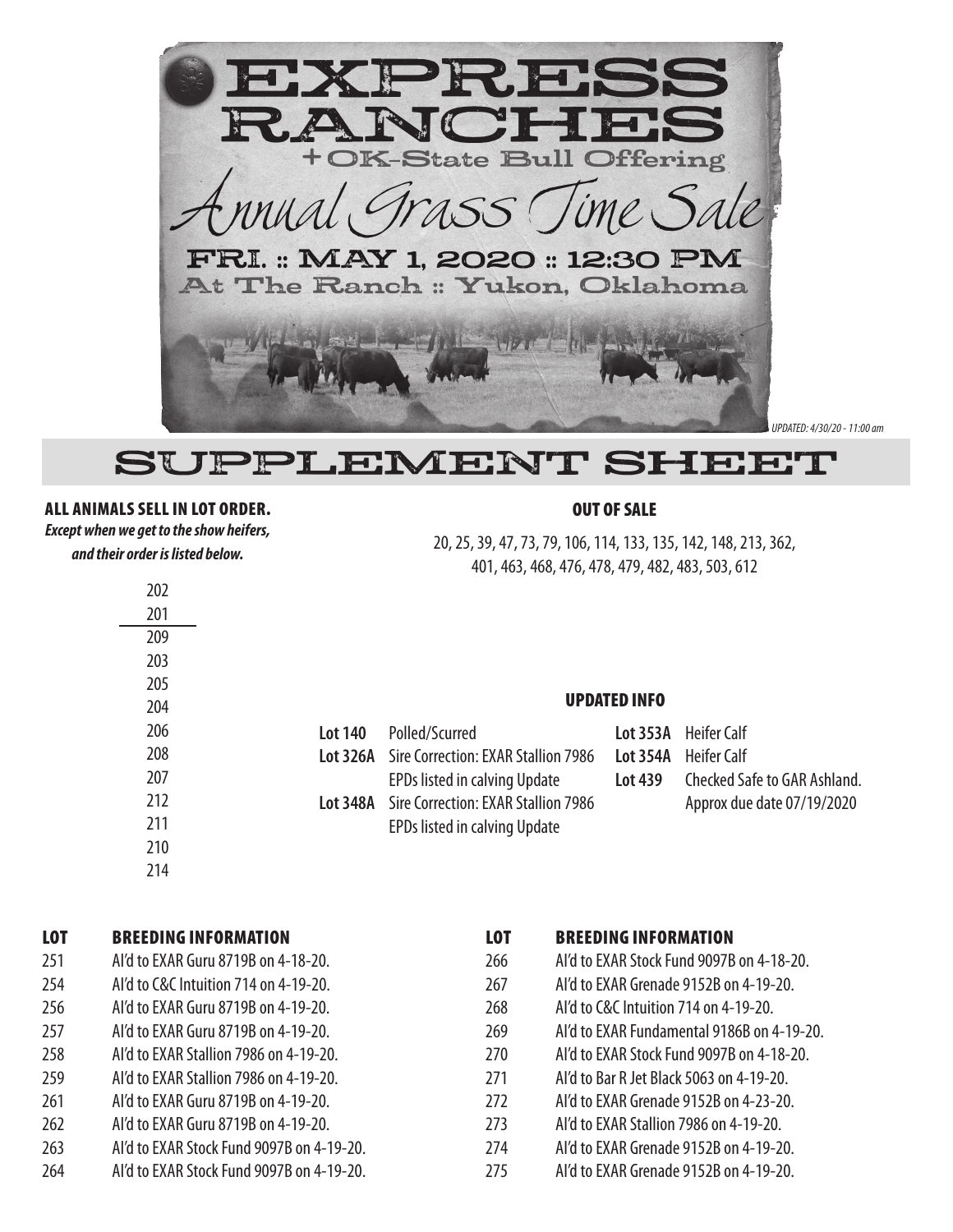# EXPRESS RANCHES

+OK-State Bull Offering

## Annual Grass Time Sale

FRI. :: MAY 1, 2020 :: 12:30 PM

At The Ranch :: Yukon, Oklahoma

*UPDATED: 4/30/20 - 11:00 am*

# SUPPLEMENT SHEET

**ALL ANIMALS SELL IN LOT ORDER.**

***Except when we get to the show heifers, and their order is listed below.***

202
201
209
203
205
204
206
208
207
212
211
210
214

## OUT OF SALE

20, 25, 39, 47, 73, 79, 106, 114, 133, 135, 142, 148, 213, 362, 401, 463, 468, 476, 478, 479, 482, 483, 503, 612

## UPDATED INFO

**Lot 140** Polled/Scurred

**Lot 326A** Sire Correction: EXAR Stallion 7986 EPDs listed in calving Update

**Lot 348A** Sire Correction: EXAR Stallion 7986 EPDs listed in calving Update

**Lot 353A** Heifer Calf

**Lot 354A** Heifer Calf

**Lot 439** Checked Safe to GAR Ashland. Approx due date 07/19/2020

| LOT | BREEDING INFORMATION |
|---|---|
| 251 | AI'd to EXAR Guru 8719B on 4-18-20. |
| 254 | AI'd to C&C Intuition 714 on 4-19-20. |
| 256 | AI'd to EXAR Guru 8719B on 4-19-20. |
| 257 | AI'd to EXAR Guru 8719B on 4-19-20. |
| 258 | AI'd to EXAR Stallion 7986 on 4-19-20. |
| 259 | AI'd to EXAR Stallion 7986 on 4-19-20. |
| 261 | AI'd to EXAR Guru 8719B on 4-19-20. |
| 262 | AI'd to EXAR Guru 8719B on 4-19-20. |
| 263 | AI'd to EXAR Stock Fund 9097B on 4-19-20. |
| 264 | AI'd to EXAR Stock Fund 9097B on 4-19-20. |
| 266 | AI'd to EXAR Stock Fund 9097B on 4-18-20. |
| 267 | AI'd to EXAR Grenade 9152B on 4-19-20. |
| 268 | AI'd to C&C Intuition 714 on 4-19-20. |
| 269 | AI'd to EXAR Fundamental 9186B on 4-19-20. |
| 270 | AI'd to EXAR Stock Fund 9097B on 4-18-20. |
| 271 | AI'd to Bar R Jet Black 5063 on 4-19-20. |
| 272 | AI'd to EXAR Grenade 9152B on 4-23-20. |
| 273 | AI'd to EXAR Stallion 7986 on 4-19-20. |
| 274 | AI'd to EXAR Grenade 9152B on 4-19-20. |
| 275 | AI'd to EXAR Grenade 9152B on 4-19-20. |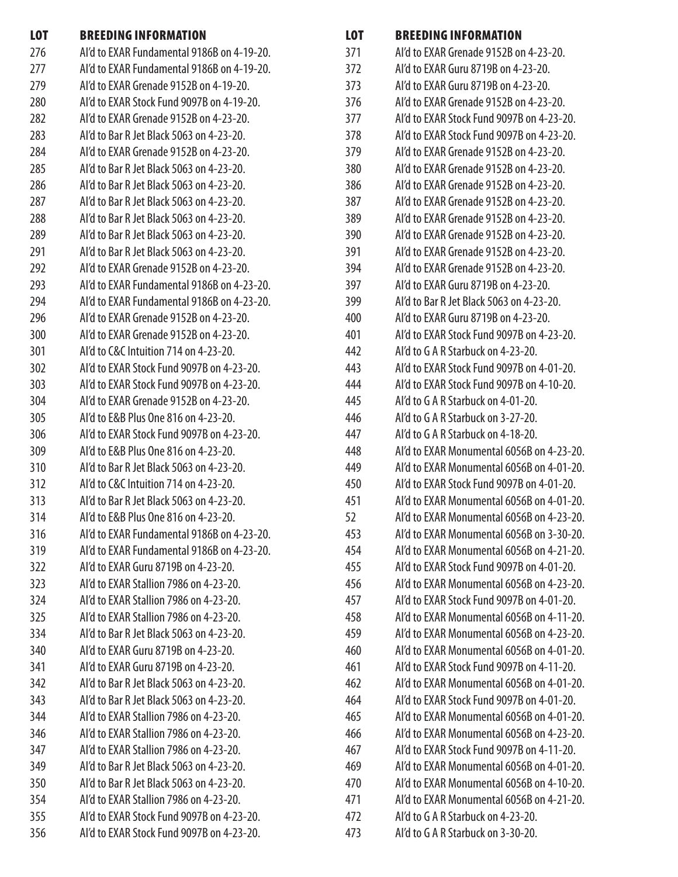| LOT | BREEDING INFORMATION |
|---|---|
| 276 | AI'd to EXAR Fundamental 9186B on 4-19-20. |
| 277 | AI'd to EXAR Fundamental 9186B on 4-19-20. |
| 279 | AI'd to EXAR Grenade 9152B on 4-19-20. |
| 280 | AI'd to EXAR Stock Fund 9097B on 4-19-20. |
| 282 | AI'd to EXAR Grenade 9152B on 4-23-20. |
| 283 | AI'd to Bar R Jet Black 5063 on 4-23-20. |
| 284 | AI'd to EXAR Grenade 9152B on 4-23-20. |
| 285 | AI'd to Bar R Jet Black 5063 on 4-23-20. |
| 286 | AI'd to Bar R Jet Black 5063 on 4-23-20. |
| 287 | AI'd to Bar R Jet Black 5063 on 4-23-20. |
| 288 | AI'd to Bar R Jet Black 5063 on 4-23-20. |
| 289 | AI'd to Bar R Jet Black 5063 on 4-23-20. |
| 291 | AI'd to Bar R Jet Black 5063 on 4-23-20. |
| 292 | AI'd to EXAR Grenade 9152B on 4-23-20. |
| 293 | AI'd to EXAR Fundamental 9186B on 4-23-20. |
| 294 | AI'd to EXAR Fundamental 9186B on 4-23-20. |
| 296 | AI'd to EXAR Grenade 9152B on 4-23-20. |
| 300 | AI'd to EXAR Grenade 9152B on 4-23-20. |
| 301 | AI'd to C&C Intuition 714 on 4-23-20. |
| 302 | AI'd to EXAR Stock Fund 9097B on 4-23-20. |
| 303 | AI'd to EXAR Stock Fund 9097B on 4-23-20. |
| 304 | AI'd to EXAR Grenade 9152B on 4-23-20. |
| 305 | AI'd to E&B Plus One 816 on 4-23-20. |
| 306 | AI'd to EXAR Stock Fund 9097B on 4-23-20. |
| 309 | AI'd to E&B Plus One 816 on 4-23-20. |
| 310 | AI'd to Bar R Jet Black 5063 on 4-23-20. |
| 312 | AI'd to C&C Intuition 714 on 4-23-20. |
| 313 | AI'd to Bar R Jet Black 5063 on 4-23-20. |
| 314 | AI'd to E&B Plus One 816 on 4-23-20. |
| 316 | AI'd to EXAR Fundamental 9186B on 4-23-20. |
| 319 | AI'd to EXAR Fundamental 9186B on 4-23-20. |
| 322 | AI'd to EXAR Guru 8719B on 4-23-20. |
| 323 | AI'd to EXAR Stallion 7986 on 4-23-20. |
| 324 | AI'd to EXAR Stallion 7986 on 4-23-20. |
| 325 | AI'd to EXAR Stallion 7986 on 4-23-20. |
| 334 | AI'd to Bar R Jet Black 5063 on 4-23-20. |
| 340 | AI'd to EXAR Guru 8719B on 4-23-20. |
| 341 | AI'd to EXAR Guru 8719B on 4-23-20. |
| 342 | AI'd to Bar R Jet Black 5063 on 4-23-20. |
| 343 | AI'd to Bar R Jet Black 5063 on 4-23-20. |
| 344 | AI'd to EXAR Stallion 7986 on 4-23-20. |
| 346 | AI'd to EXAR Stallion 7986 on 4-23-20. |
| 347 | AI'd to EXAR Stallion 7986 on 4-23-20. |
| 349 | AI'd to Bar R Jet Black 5063 on 4-23-20. |
| 350 | AI'd to Bar R Jet Black 5063 on 4-23-20. |
| 354 | AI'd to EXAR Stallion 7986 on 4-23-20. |
| 355 | AI'd to EXAR Stock Fund 9097B on 4-23-20. |
| 356 | AI'd to EXAR Stock Fund 9097B on 4-23-20. |
| 371 | AI'd to EXAR Grenade 9152B on 4-23-20. |
| 372 | AI'd to EXAR Guru 8719B on 4-23-20. |
| 373 | AI'd to EXAR Guru 8719B on 4-23-20. |
| 376 | AI'd to EXAR Grenade 9152B on 4-23-20. |
| 377 | AI'd to EXAR Stock Fund 9097B on 4-23-20. |
| 378 | AI'd to EXAR Stock Fund 9097B on 4-23-20. |
| 379 | AI'd to EXAR Grenade 9152B on 4-23-20. |
| 380 | AI'd to EXAR Grenade 9152B on 4-23-20. |
| 386 | AI'd to EXAR Grenade 9152B on 4-23-20. |
| 387 | AI'd to EXAR Grenade 9152B on 4-23-20. |
| 389 | AI'd to EXAR Grenade 9152B on 4-23-20. |
| 390 | AI'd to EXAR Grenade 9152B on 4-23-20. |
| 391 | AI'd to EXAR Grenade 9152B on 4-23-20. |
| 394 | AI'd to EXAR Grenade 9152B on 4-23-20. |
| 397 | AI'd to EXAR Guru 8719B on 4-23-20. |
| 399 | AI'd to Bar R Jet Black 5063 on 4-23-20. |
| 400 | AI'd to EXAR Guru 8719B on 4-23-20. |
| 401 | AI'd to EXAR Stock Fund 9097B on 4-23-20. |
| 442 | AI'd to G A R Starbuck on 4-23-20. |
| 443 | AI'd to EXAR Stock Fund 9097B on 4-01-20. |
| 444 | AI'd to EXAR Stock Fund 9097B on 4-10-20. |
| 445 | AI'd to G A R Starbuck on 4-01-20. |
| 446 | AI'd to G A R Starbuck on 3-27-20. |
| 447 | AI'd to G A R Starbuck on 4-18-20. |
| 448 | AI'd to EXAR Monumental 6056B on 4-23-20. |
| 449 | AI'd to EXAR Monumental 6056B on 4-01-20. |
| 450 | AI'd to EXAR Stock Fund 9097B on 4-01-20. |
| 451 | AI'd to EXAR Monumental 6056B on 4-01-20. |
| 52 | AI'd to EXAR Monumental 6056B on 4-23-20. |
| 453 | AI'd to EXAR Monumental 6056B on 3-30-20. |
| 454 | AI'd to EXAR Monumental 6056B on 4-21-20. |
| 455 | AI'd to EXAR Stock Fund 9097B on 4-01-20. |
| 456 | AI'd to EXAR Monumental 6056B on 4-23-20. |
| 457 | AI'd to EXAR Stock Fund 9097B on 4-01-20. |
| 458 | AI'd to EXAR Monumental 6056B on 4-11-20. |
| 459 | AI'd to EXAR Monumental 6056B on 4-23-20. |
| 460 | AI'd to EXAR Monumental 6056B on 4-01-20. |
| 461 | AI'd to EXAR Stock Fund 9097B on 4-11-20. |
| 462 | AI'd to EXAR Monumental 6056B on 4-01-20. |
| 464 | AI'd to EXAR Stock Fund 9097B on 4-01-20. |
| 465 | AI'd to EXAR Monumental 6056B on 4-01-20. |
| 466 | AI'd to EXAR Monumental 6056B on 4-23-20. |
| 467 | AI'd to EXAR Stock Fund 9097B on 4-11-20. |
| 469 | AI'd to EXAR Monumental 6056B on 4-01-20. |
| 470 | AI'd to EXAR Monumental 6056B on 4-10-20. |
| 471 | AI'd to EXAR Monumental 6056B on 4-21-20. |
| 472 | AI'd to G A R Starbuck on 4-23-20. |
| 473 | AI'd to G A R Starbuck on 3-30-20. |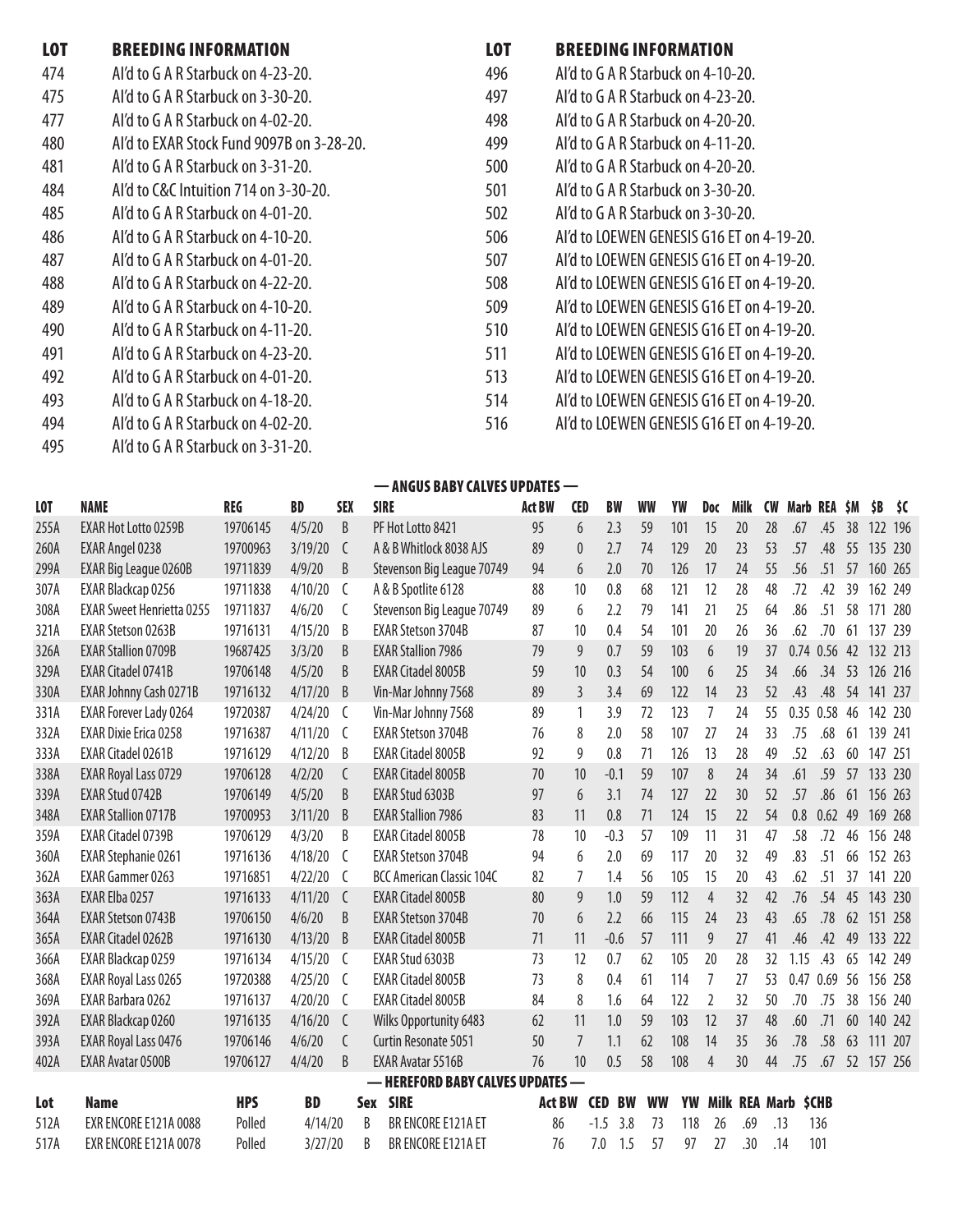| LOT | BREEDING INFORMATION |
|---|---|
| 474 | AI'd to G A R Starbuck on 4-23-20. |
| 475 | AI'd to G A R Starbuck on 3-30-20. |
| 477 | AI'd to G A R Starbuck on 4-02-20. |
| 480 | AI'd to EXAR Stock Fund 9097B on 3-28-20. |
| 481 | AI'd to G A R Starbuck on 3-31-20. |
| 484 | AI'd to C&C Intuition 714 on 3-30-20. |
| 485 | AI'd to G A R Starbuck on 4-01-20. |
| 486 | AI'd to G A R Starbuck on 4-10-20. |
| 487 | AI'd to G A R Starbuck on 4-01-20. |
| 488 | AI'd to G A R Starbuck on 4-22-20. |
| 489 | AI'd to G A R Starbuck on 4-10-20. |
| 490 | AI'd to G A R Starbuck on 4-11-20. |
| 491 | AI'd to G A R Starbuck on 4-23-20. |
| 492 | AI'd to G A R Starbuck on 4-01-20. |
| 493 | AI'd to G A R Starbuck on 4-18-20. |
| 494 | AI'd to G A R Starbuck on 4-02-20. |
| 495 | AI'd to G A R Starbuck on 3-31-20. |
| 496 | AI'd to G A R Starbuck on 4-10-20. |
| 497 | AI'd to G A R Starbuck on 4-23-20. |
| 498 | AI'd to G A R Starbuck on 4-20-20. |
| 499 | AI'd to G A R Starbuck on 4-11-20. |
| 500 | AI'd to G A R Starbuck on 4-20-20. |
| 501 | AI'd to G A R Starbuck on 3-30-20. |
| 502 | AI'd to G A R Starbuck on 3-30-20. |
| 506 | AI'd to LOEWEN GENESIS G16 ET on 4-19-20. |
| 507 | AI'd to LOEWEN GENESIS G16 ET on 4-19-20. |
| 508 | AI'd to LOEWEN GENESIS G16 ET on 4-19-20. |
| 509 | AI'd to LOEWEN GENESIS G16 ET on 4-19-20. |
| 510 | AI'd to LOEWEN GENESIS G16 ET on 4-19-20. |
| 511 | AI'd to LOEWEN GENESIS G16 ET on 4-19-20. |
| 513 | AI'd to LOEWEN GENESIS G16 ET on 4-19-20. |
| 514 | AI'd to LOEWEN GENESIS G16 ET on 4-19-20. |
| 516 | AI'd to LOEWEN GENESIS G16 ET on 4-19-20. |

## — ANGUS BABY CALVES UPDATES —

| LOT | NAME | REG | BD | SEX | SIRE | Act BW | CED | BW | WW | YW | Doc | Milk | CW | Marb | REA | $M | $B | $C |
|---|---|---|---|---|---|---|---|---|---|---|---|---|---|---|---|---|---|---|
| 255A | EXAR Hot Lotto 0259B | 19706145 | 4/5/20 | B | PF Hot Lotto 8421 | 95 | 6 | 2.3 | 59 | 101 | 15 | 20 | 28 | .67 | .45 | 38 | 122 | 196 |
| 260A | EXAR Angel 0238 | 19700963 | 3/19/20 | C | A & B Whitlock 8038 AJS | 89 | 0 | 2.7 | 74 | 129 | 20 | 23 | 53 | .57 | .48 | 55 | 135 | 230 |
| 299A | EXAR Big League 0260B | 19711839 | 4/9/20 | B | Stevenson Big League 70749 | 94 | 6 | 2.0 | 70 | 126 | 17 | 24 | 55 | .56 | .51 | 57 | 160 | 265 |
| 307A | EXAR Blackcap 0256 | 19711838 | 4/10/20 | C | A & B Spotlite 6128 | 88 | 10 | 0.8 | 68 | 121 | 12 | 28 | 48 | .72 | .42 | 39 | 162 | 249 |
| 308A | EXAR Sweet Henrietta 0255 | 19711837 | 4/6/20 | C | Stevenson Big League 70749 | 89 | 6 | 2.2 | 79 | 141 | 21 | 25 | 64 | .86 | .51 | 58 | 171 | 280 |
| 321A | EXAR Stetson 0263B | 19716131 | 4/15/20 | B | EXAR Stetson 3704B | 87 | 10 | 0.4 | 54 | 101 | 20 | 26 | 36 | .62 | .70 | 61 | 137 | 239 |
| 326A | EXAR Stallion 0709B | 19687425 | 3/3/20 | B | EXAR Stallion 7986 | 79 | 9 | 0.7 | 59 | 103 | 6 | 19 | 37 | 0.74 | 0.56 | 42 | 132 | 213 |
| 329A | EXAR Citadel 0741B | 19706148 | 4/5/20 | B | EXAR Citadel 8005B | 59 | 10 | 0.3 | 54 | 100 | 6 | 25 | 34 | .66 | .34 | 53 | 126 | 216 |
| 330A | EXAR Johnny Cash 0271B | 19716132 | 4/17/20 | B | Vin-Mar Johnny 7568 | 89 | 3 | 3.4 | 69 | 122 | 14 | 23 | 52 | .43 | .48 | 54 | 141 | 237 |
| 331A | EXAR Forever Lady 0264 | 19720387 | 4/24/20 | C | Vin-Mar Johnny 7568 | 89 | 1 | 3.9 | 72 | 123 | 7 | 24 | 55 | 0.35 | 0.58 | 46 | 142 | 230 |
| 332A | EXAR Dixie Erica 0258 | 19716387 | 4/11/20 | C | EXAR Stetson 3704B | 76 | 8 | 2.0 | 58 | 107 | 27 | 24 | 33 | .75 | .68 | 61 | 139 | 241 |
| 333A | EXAR Citadel 0261B | 19716129 | 4/12/20 | B | EXAR Citadel 8005B | 92 | 9 | 0.8 | 71 | 126 | 13 | 28 | 49 | .52 | .63 | 60 | 147 | 251 |
| 338A | EXAR Royal Lass 0729 | 19706128 | 4/2/20 | C | EXAR Citadel 8005B | 70 | 10 | -0.1 | 59 | 107 | 8 | 24 | 34 | .61 | .59 | 57 | 133 | 230 |
| 339A | EXAR Stud 0742B | 19706149 | 4/5/20 | B | EXAR Stud 6303B | 97 | 6 | 3.1 | 74 | 127 | 22 | 30 | 52 | .57 | .86 | 61 | 156 | 263 |
| 348A | EXAR Stallion 0717B | 19700953 | 3/11/20 | B | EXAR Stallion 7986 | 83 | 11 | 0.8 | 71 | 124 | 15 | 22 | 54 | 0.8 | 0.62 | 49 | 169 | 268 |
| 359A | EXAR Citadel 0739B | 19706129 | 4/3/20 | B | EXAR Citadel 8005B | 78 | 10 | -0.3 | 57 | 109 | 11 | 31 | 47 | .58 | .72 | 46 | 156 | 248 |
| 360A | EXAR Stephanie 0261 | 19716136 | 4/18/20 | C | EXAR Stetson 3704B | 94 | 6 | 2.0 | 69 | 117 | 20 | 32 | 49 | .83 | .51 | 66 | 152 | 263 |
| 362A | EXAR Gammer 0263 | 19716851 | 4/22/20 | C | BCC American Classic 104C | 82 | 7 | 1.4 | 56 | 105 | 15 | 20 | 43 | .62 | .51 | 37 | 141 | 220 |
| 363A | EXAR Elba 0257 | 19716133 | 4/11/20 | C | EXAR Citadel 8005B | 80 | 9 | 1.0 | 59 | 112 | 4 | 32 | 42 | .76 | .54 | 45 | 143 | 230 |
| 364A | EXAR Stetson 0743B | 19706150 | 4/6/20 | B | EXAR Stetson 3704B | 70 | 6 | 2.2 | 66 | 115 | 24 | 23 | 43 | .65 | .78 | 62 | 151 | 258 |
| 365A | EXAR Citadel 0262B | 19716130 | 4/13/20 | B | EXAR Citadel 8005B | 71 | 11 | -0.6 | 57 | 111 | 9 | 27 | 41 | .46 | .42 | 49 | 133 | 222 |
| 366A | EXAR Blackcap 0259 | 19716134 | 4/15/20 | C | EXAR Stud 6303B | 73 | 12 | 0.7 | 62 | 105 | 20 | 28 | 32 | 1.15 | .43 | 65 | 142 | 249 |
| 368A | EXAR Royal Lass 0265 | 19720388 | 4/25/20 | C | EXAR Citadel 8005B | 73 | 8 | 0.4 | 61 | 114 | 7 | 27 | 53 | 0.47 | 0.69 | 56 | 156 | 258 |
| 369A | EXAR Barbara 0262 | 19716137 | 4/20/20 | C | EXAR Citadel 8005B | 84 | 8 | 1.6 | 64 | 122 | 2 | 32 | 50 | .70 | .75 | 38 | 156 | 240 |
| 392A | EXAR Blackcap 0260 | 19716135 | 4/16/20 | C | Wilks Opportunity 6483 | 62 | 11 | 1.0 | 59 | 103 | 12 | 37 | 48 | .60 | .71 | 60 | 140 | 242 |
| 393A | EXAR Royal Lass 0476 | 19706146 | 4/6/20 | C | Curtin Resonate 5051 | 50 | 7 | 1.1 | 62 | 108 | 14 | 35 | 36 | .78 | .58 | 63 | 111 | 207 |
| 402A | EXAR Avatar 0500B | 19706127 | 4/4/20 | B | EXAR Avatar 5516B | 76 | 10 | 0.5 | 58 | 108 | 4 | 30 | 44 | .75 | .67 | 52 | 157 | 256 |

## — HEREFORD BABY CALVES UPDATES —

| Lot | Name | HPS | BD | Sex | SIRE | Act BW | CED | BW | WW | YW | Milk | REA | Marb | $CHB |
|---|---|---|---|---|---|---|---|---|---|---|---|---|---|---|
| 512A | EXR ENCORE E121A 0088 | Polled | 4/14/20 | B | BR ENCORE E121A ET | 86 | -1.5 | 3.8 | 73 | 118 | 26 | .69 | .13 | 136 |
| 517A | EXR ENCORE E121A 0078 | Polled | 3/27/20 | B | BR ENCORE E121A ET | 76 | 7.0 | 1.5 | 57 | 97 | 27 | .30 | .14 | 101 |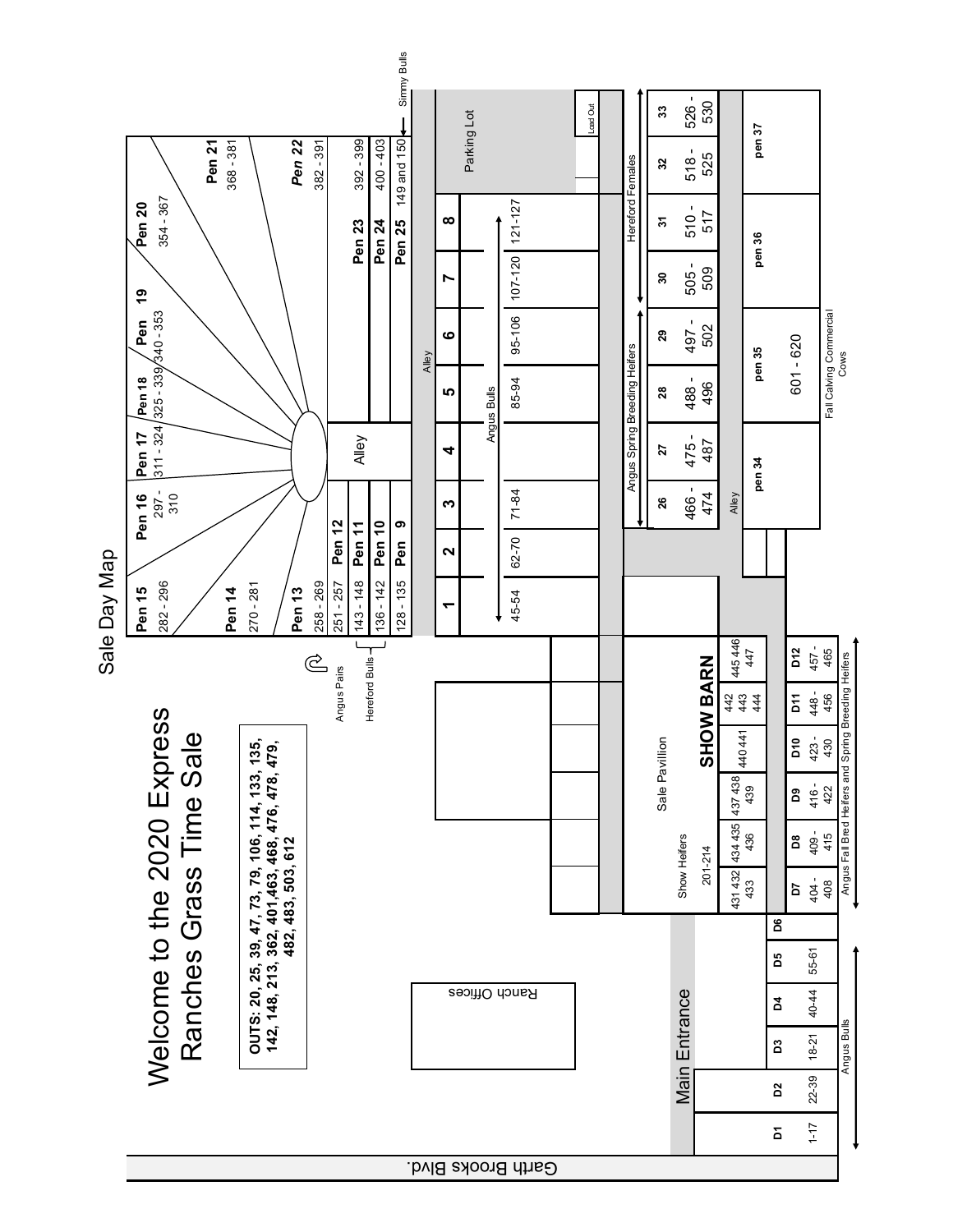# Sale Day Map

## Welcome to the 2020 Express Ranches Grass Time Sale

**OUTS: 20, 25, 39, 47, 73, 79, 106, 114, 133, 135, 142, 148, 213, 362, 401, 463, 468, 476, 478, 479, 482, 483, 503, 612**

Garth Brooks Blvd.

Main Entrance

Ranch Offices

Sale Pavillion

Show Heifers
201-214

**SHOW BARN**

431 432 433 | 434 435 436 | 437 438 439 | 440 441 | 442 443 444 | 445 446 447

| D1 | D2 | D3 | D4 | D5 | D6 |
|---|---|---|---|---|---|
| 1-17 | 22-39 | 18-21 | 40-44 | 55-61 | |

Angus Bulls

| D7 | D8 | D9 | D10 | D11 | D12 |
|---|---|---|---|---|---|
| 404 - 408 | 409 - 415 | 416 - 422 | 423 - 430 | 448 - 456 | 457 - 465 |

Angus Fall Bred Heifers and Spring Breeding Heifers

Pen 15 282 - 296
Pen 16 297 - 310
Pen 17 311 - 324
Pen 18 325 - 339
Pen 19 340 - 353
Pen 20 354 - 367
Pen 21 368 - 381
Pen 22 382 - 391
Pen 14 270 - 281
Pen 13 258 - 269
Pen 12 251 - 257
Pen 11 143 - 148
Pen 10 136 - 142
Pen 9 128 - 135
Pen 23 392 - 399
Pen 24 400 - 403
Pen 25 149 and 150

Angus Pairs

Hereford Bulls

Simmy Bulls

Alley

Parking Lot

Load Out

| 1 | 2 | 3 | 4 | 5 | 6 | 7 | 8 |
|---|---|---|---|---|---|---|---|
| 45-54 | 62-70 | 71-84 | | 85-94 | 95-106 | 107-120 | 121-127 |

Angus Bulls

Angus Spring Breeding Heifers

Hereford Females

| 26 | 27 | 28 | 29 | 30 | 31 | 32 | 33 |
|---|---|---|---|---|---|---|---|
| 466 - 474 | 475 - 487 | 488 - 496 | 497 - 502 | 505 - 509 | 510 - 517 | 518 - 525 | 526 - 530 |

Alley

pen 34

pen 35
601 - 620

Fall Calving Commercial Cows

pen 36

pen 37